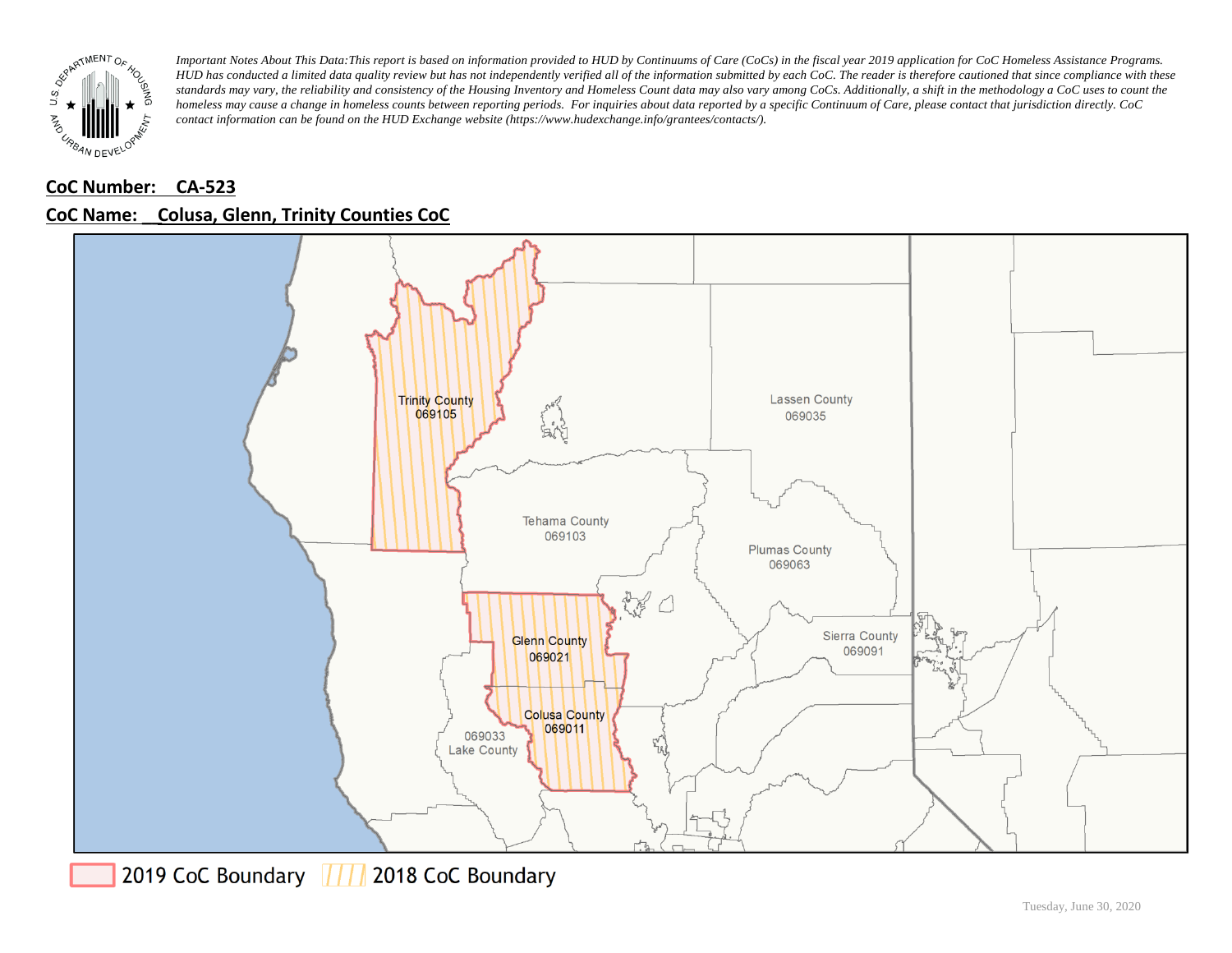*Important Notes About This Data: This report is based on information provided to HUD by Continuums of Care (CoCs) in the fiscal year 2019 application for CoC Homeless Assistance Programs. HUD has conducted a limited data quality review but has not independently verified all of the information submitted by each CoC. The reader is therefore cautioned that since compliance with these standards may vary, the reliability and consistency of the Housing Inventory and Homeless Count data may also vary among CoCs. Additionally, a shift in the methodology a CoC uses to count the homeless may cause a change in homeless counts between reporting periods. For inquiries about data reported by a specific Continuum of Care, please contact that jurisdiction directly. CoC contact information can be found on the HUD Exchange website (https://www.hudexchange.info/grantees/contacts/).*

**CoC Number: CA-523**

**CoC Name: Colusa, Glenn, Trinity Counties CoC**

Trinity County 069105

Lassen County 069035

Tehama County 069103

Plumas County 069063

Glenn County 069021

Sierra County 069091

Colusa County 069011

069033 Lake County

2019 CoC Boundary | 2018 CoC Boundary

Tuesday, June 30, 2020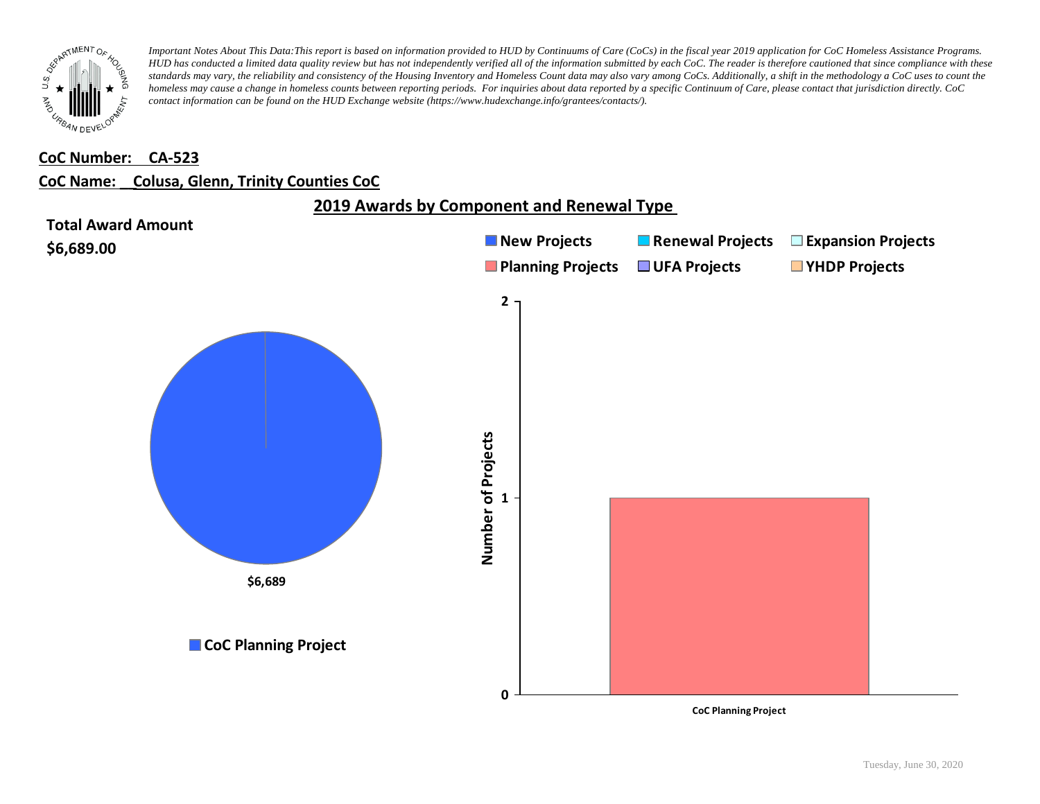*Important Notes About This Data:This report is based on information provided to HUD by Continuums of Care (CoCs) in the fiscal year 2019 application for CoC Homeless Assistance Programs. HUD has conducted a limited data quality review but has not independently verified all of the information submitted by each CoC. The reader is therefore cautioned that since compliance with these standards may vary, the reliability and consistency of the Housing Inventory and Homeless Count data may also vary among CoCs. Additionally, a shift in the methodology a CoC uses to count the homeless may cause a change in homeless counts between reporting periods. For inquiries about data reported by a specific Continuum of Care, please contact that jurisdiction directly. CoC contact information can be found on the HUD Exchange website (https://www.hudexchange.info/grantees/contacts/).*

**CoC Number: CA-523**

**CoC Name: Colusa, Glenn, Trinity Counties CoC**

## 2019 Awards by Component and Renewal Type

**Total Award Amount**

**$6,689.00**

$6,689

CoC Planning Project

New Projects | Renewal Projects | Expansion Projects | Planning Projects | UFA Projects | YHDP Projects

Number of Projects

2

1

0

CoC Planning Project

Tuesday, June 30, 2020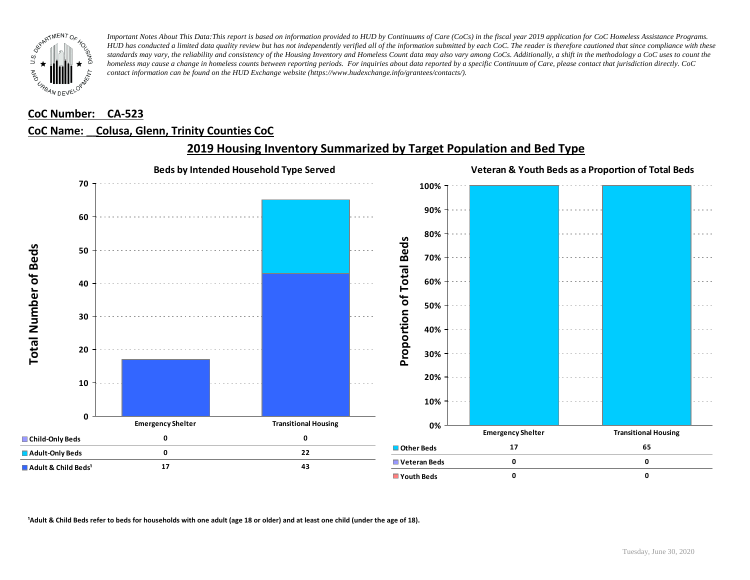*Important Notes About This Data:This report is based on information provided to HUD by Continuums of Care (CoCs) in the fiscal year 2019 application for CoC Homeless Assistance Programs. HUD has conducted a limited data quality review but has not independently verified all of the information submitted by each CoC. The reader is therefore cautioned that since compliance with these standards may vary, the reliability and consistency of the Housing Inventory and Homeless Count data may also vary among CoCs. Additionally, a shift in the methodology a CoC uses to count the homeless may cause a change in homeless counts between reporting periods. For inquiries about data reported by a specific Continuum of Care, please contact that jurisdiction directly. CoC contact information can be found on the HUD Exchange website (https://www.hudexchange.info/grantees/contacts/).*

**CoC Number: CA-523**

**CoC Name: Colusa, Glenn, Trinity Counties CoC**

## 2019 Housing Inventory Summarized by Target Population and Bed Type

### Beds by Intended Household Type Served

| | Emergency Shelter | Transitional Housing |
|---|---|---|
| Child-Only Beds | 0 | 0 |
| Adult-Only Beds | 0 | 22 |
| Adult & Child Beds[1] | 17 | 43 |

### Veteran & Youth Beds as a Proportion of Total Beds

| | Emergency Shelter | Transitional Housing |
|---|---|---|
| Other Beds | 17 | 65 |
| Veteran Beds | 0 | 0 |
| Youth Beds | 0 | 0 |

[1]Adult & Child Beds refer to beds for households with one adult (age 18 or older) and at least one child (under the age of 18).

Tuesday, June 30, 2020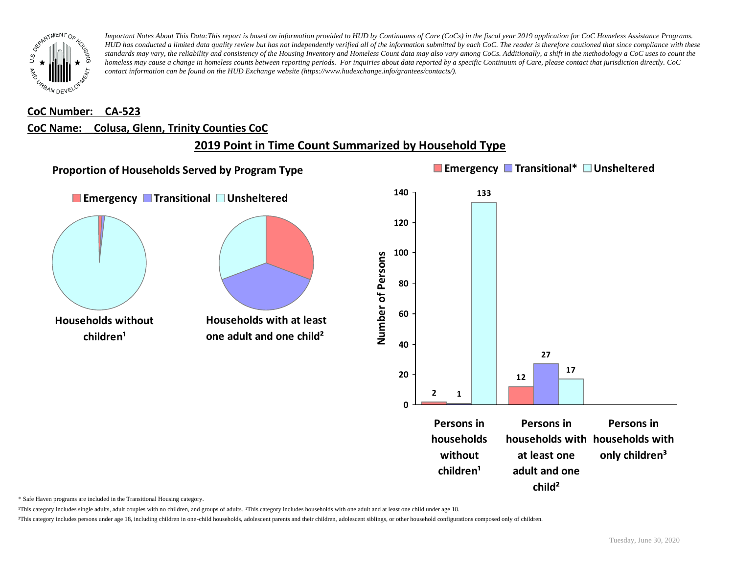*Important Notes About This Data:This report is based on information provided to HUD by Continuums of Care (CoCs) in the fiscal year 2019 application for CoC Homeless Assistance Programs. HUD has conducted a limited data quality review but has not independently verified all of the information submitted by each CoC. The reader is therefore cautioned that since compliance with these standards may vary, the reliability and consistency of the Housing Inventory and Homeless Count data may also vary among CoCs. Additionally, a shift in the methodology a CoC uses to count the homeless may cause a change in homeless counts between reporting periods. For inquiries about data reported by a specific Continuum of Care, please contact that jurisdiction directly. CoC contact information can be found on the HUD Exchange website (https://www.hudexchange.info/grantees/contacts/).*

**CoC Number: CA-523**

**CoC Name: Colusa, Glenn, Trinity Counties CoC**

## 2019 Point in Time Count Summarized by Household Type

### Proportion of Households Served by Program Type

Emergency | Transitional | Unsheltered

Households without children[1]

Households with at least one adult and one child[2]

Emergency | Transitional* | Unsheltered

| | Emergency | Transitional* | Unsheltered |
|---|---|---|---|
| Persons in households without children[1] | 2 | 1 | 133 |
| Persons in households with at least one adult and one child[2] | 12 | 27 | 17 |
| Persons in households with only children[3] | | | |

\* Safe Haven programs are included in the Transitional Housing category.

[1]This category includes single adults, adult couples with no children, and groups of adults. [2]This category includes households with one adult and at least one child under age 18.

[3]This category includes persons under age 18, including children in one-child households, adolescent parents and their children, adolescent siblings, or other household configurations composed only of children.

Tuesday, June 30, 2020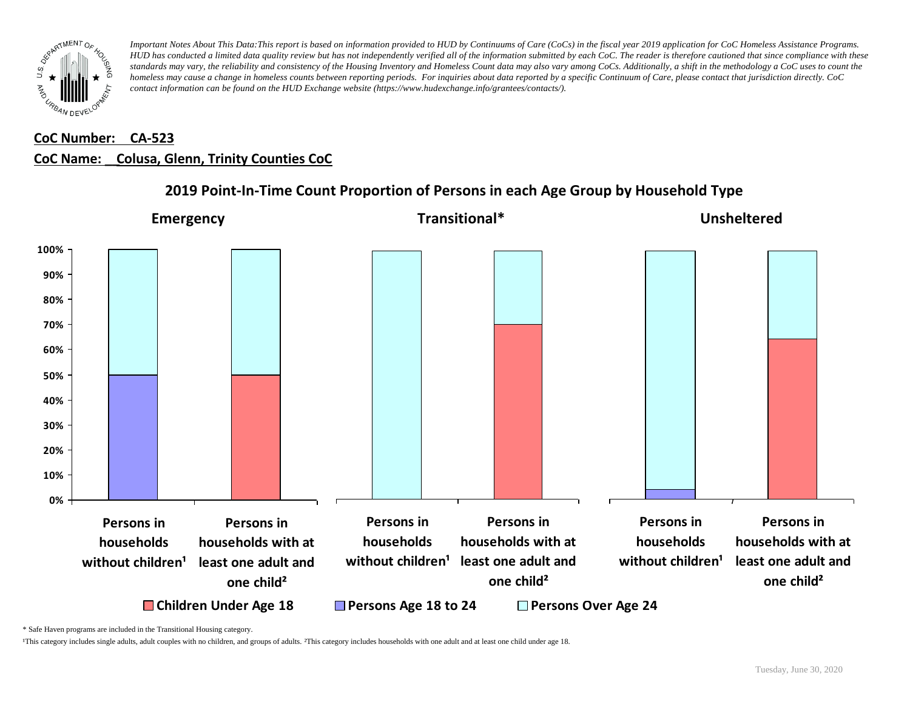*Important Notes About This Data:This report is based on information provided to HUD by Continuums of Care (CoCs) in the fiscal year 2019 application for CoC Homeless Assistance Programs. HUD has conducted a limited data quality review but has not independently verified all of the information submitted by each CoC. The reader is therefore cautioned that since compliance with these standards may vary, the reliability and consistency of the Housing Inventory and Homeless Count data may also vary among CoCs. Additionally, a shift in the methodology a CoC uses to count the homeless may cause a change in homeless counts between reporting periods. For inquiries about data reported by a specific Continuum of Care, please contact that jurisdiction directly. CoC contact information can be found on the HUD Exchange website (https://www.hudexchange.info/grantees/contacts/).*

**CoC Number: CA-523**

**CoC Name: Colusa, Glenn, Trinity Counties CoC**

## 2019 Point-In-Time Count Proportion of Persons in each Age Group by Household Type

**Emergency** | **Transitional*** | **Unsheltered**

100%, 90%, 80%, 70%, 60%, 50%, 40%, 30%, 20%, 10%, 0%

Persons in households without children¹ | Persons in households with at least one adult and one child² | Persons in households without children¹ | Persons in households with at least one adult and one child² | Persons in households without children¹ | Persons in households with at least one adult and one child²

Children Under Age 18 | Persons Age 18 to 24 | Persons Over Age 24

\* Safe Haven programs are included in the Transitional Housing category.

¹This category includes single adults, adult couples with no children, and groups of adults. ²This category includes households with one adult and at least one child under age 18.

Tuesday, June 30, 2020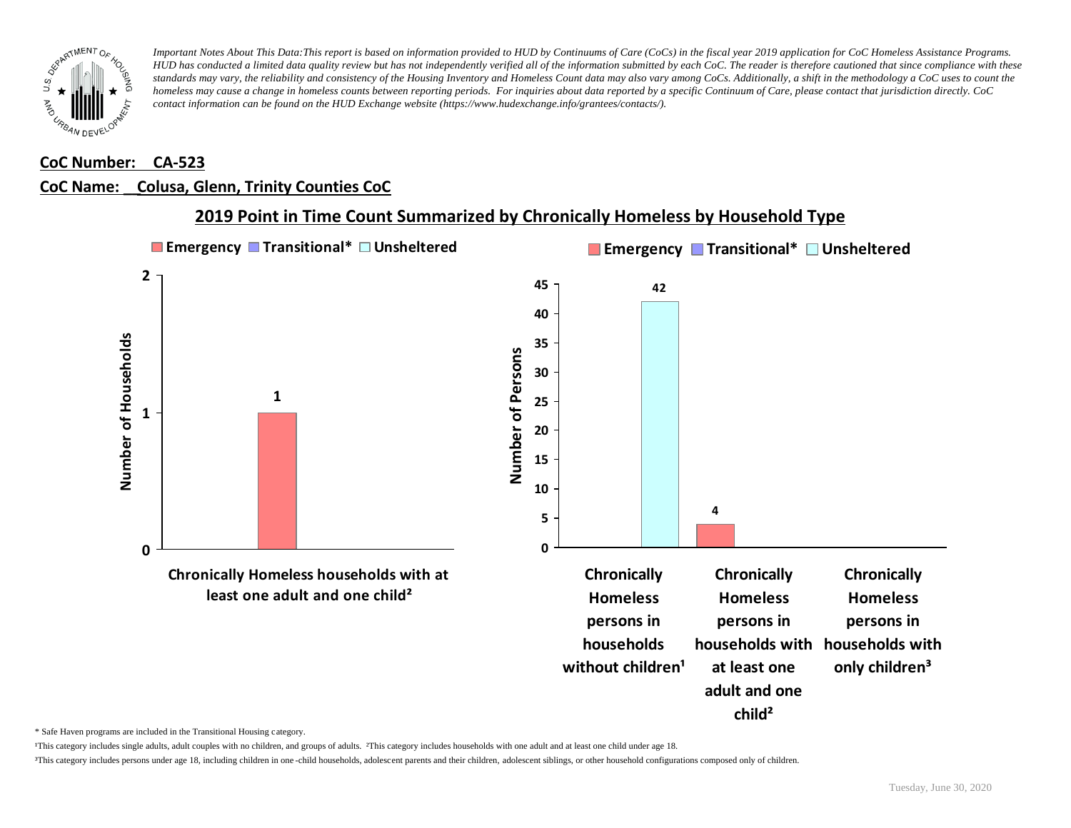*Important Notes About This Data:This report is based on information provided to HUD by Continuums of Care (CoCs) in the fiscal year 2019 application for CoC Homeless Assistance Programs. HUD has conducted a limited data quality review but has not independently verified all of the information submitted by each CoC. The reader is therefore cautioned that since compliance with these standards may vary, the reliability and consistency of the Housing Inventory and Homeless Count data may also vary among CoCs. Additionally, a shift in the methodology a CoC uses to count the homeless may cause a change in homeless counts between reporting periods. For inquiries about data reported by a specific Continuum of Care, please contact that jurisdiction directly. CoC contact information can be found on the HUD Exchange website (https://www.hudexchange.info/grantees/contacts/).*

**CoC Number: CA-523**

**CoC Name: Colusa, Glenn, Trinity Counties CoC**

## 2019 Point in Time Count Summarized by Chronically Homeless by Household Type

**Emergency** **Transitional*** **Unsheltered**

Number of Households

| | Emergency | Transitional* | Unsheltered |
|---|---|---|---|
| Chronically Homeless households with at least one adult and one child² | 1 | | |

**Emergency** **Transitional*** **Unsheltered**

Number of Persons

| | Emergency | Transitional* | Unsheltered |
|---|---|---|---|
| Chronically Homeless persons in households without children¹ | | | 42 |
| Chronically Homeless persons in households with at least one adult and one child² | 4 | | |
| Chronically Homeless persons in households with only children³ | | | |

\* Safe Haven programs are included in the Transitional Housing category.

¹This category includes single adults, adult couples with no children, and groups of adults. ²This category includes households with one adult and at least one child under age 18.

³This category includes persons under age 18, including children in one-child households, adolescent parents and their children, adolescent siblings, or other household configurations composed only of children.

Tuesday, June 30, 2020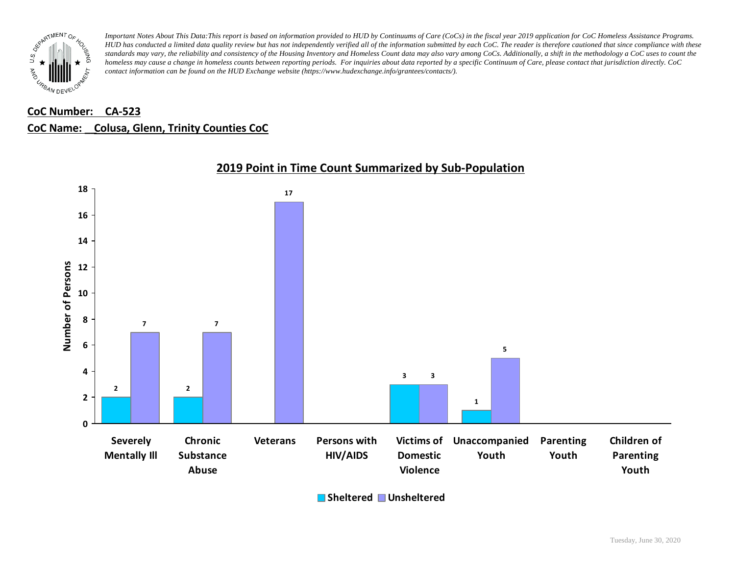*Important Notes About This Data:This report is based on information provided to HUD by Continuums of Care (CoCs) in the fiscal year 2019 application for CoC Homeless Assistance Programs. HUD has conducted a limited data quality review but has not independently verified all of the information submitted by each CoC. The reader is therefore cautioned that since compliance with these standards may vary, the reliability and consistency of the Housing Inventory and Homeless Count data may also vary among CoCs. Additionally, a shift in the methodology a CoC uses to count the homeless may cause a change in homeless counts between reporting periods. For inquiries about data reported by a specific Continuum of Care, please contact that jurisdiction directly. CoC contact information can be found on the HUD Exchange website (https://www.hudexchange.info/grantees/contacts/).*

**CoC Number: CA-523**

**CoC Name: _Colusa, Glenn, Trinity Counties CoC**

## 2019 Point in Time Count Summarized by Sub-Population

Number of Persons

0
2
4
6
8
10
12
14
16
18

2
7
2
7
17
3
3
1
5

Severely Mentally Ill
Chronic Substance Abuse
Veterans
Persons with HIV/AIDS
Victims of Domestic Violence
Unaccompanied Youth
Parenting Youth
Children of Parenting Youth

Sheltered
Unsheltered

Tuesday, June 30, 2020